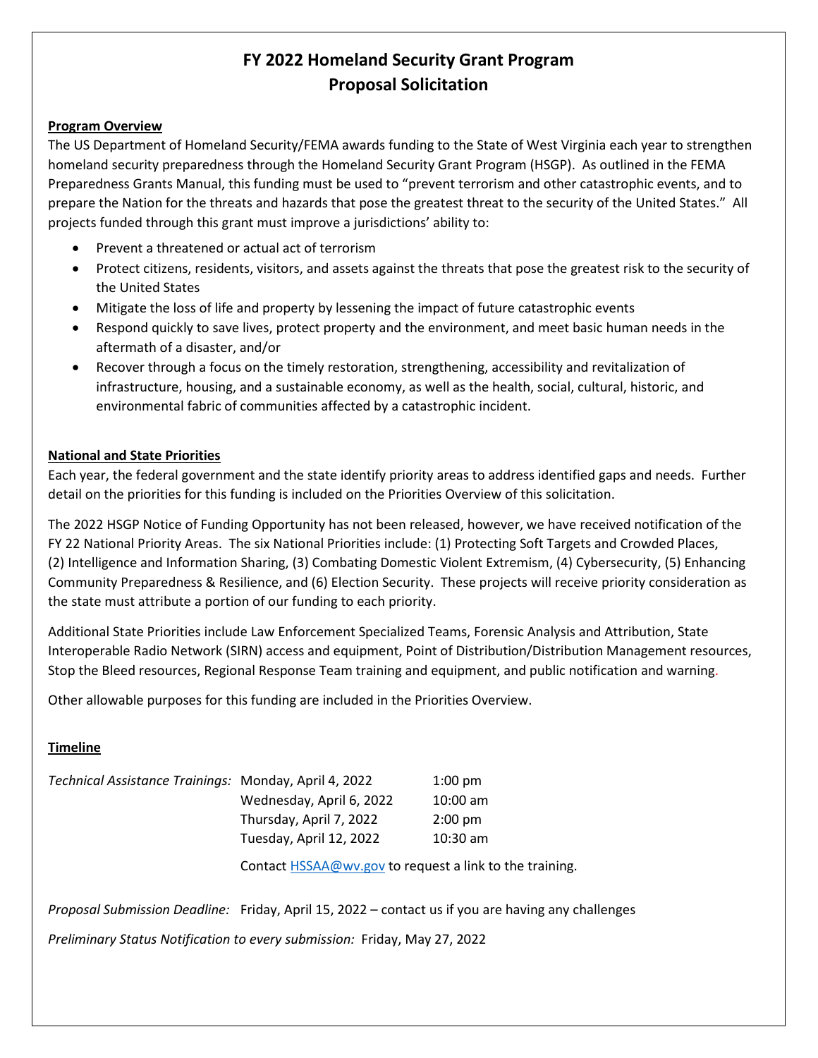# FY 2022 Homeland Security Grant Program
# Proposal Solicitation

**Program Overview**

The US Department of Homeland Security/FEMA awards funding to the State of West Virginia each year to strengthen homeland security preparedness through the Homeland Security Grant Program (HSGP). As outlined in the FEMA Preparedness Grants Manual, this funding must be used to "prevent terrorism and other catastrophic events, and to prepare the Nation for the threats and hazards that pose the greatest threat to the security of the United States." All projects funded through this grant must improve a jurisdictions' ability to:

- Prevent a threatened or actual act of terrorism
- Protect citizens, residents, visitors, and assets against the threats that pose the greatest risk to the security of the United States
- Mitigate the loss of life and property by lessening the impact of future catastrophic events
- Respond quickly to save lives, protect property and the environment, and meet basic human needs in the aftermath of a disaster, and/or
- Recover through a focus on the timely restoration, strengthening, accessibility and revitalization of infrastructure, housing, and a sustainable economy, as well as the health, social, cultural, historic, and environmental fabric of communities affected by a catastrophic incident.

**National and State Priorities**

Each year, the federal government and the state identify priority areas to address identified gaps and needs. Further detail on the priorities for this funding is included on the Priorities Overview of this solicitation.

The 2022 HSGP Notice of Funding Opportunity has not been released, however, we have received notification of the FY 22 National Priority Areas. The six National Priorities include: (1) Protecting Soft Targets and Crowded Places, (2) Intelligence and Information Sharing, (3) Combating Domestic Violent Extremism, (4) Cybersecurity, (5) Enhancing Community Preparedness & Resilience, and (6) Election Security. These projects will receive priority consideration as the state must attribute a portion of our funding to each priority.

Additional State Priorities include Law Enforcement Specialized Teams, Forensic Analysis and Attribution, State Interoperable Radio Network (SIRN) access and equipment, Point of Distribution/Distribution Management resources, Stop the Bleed resources, Regional Response Team training and equipment, and public notification and warning.

Other allowable purposes for this funding are included in the Priorities Overview.

**Timeline**

| *Technical Assistance Trainings:* | Monday, April 4, 2022 | 1:00 pm |
|---|---|---|
| | Wednesday, April 6, 2022 | 10:00 am |
| | Thursday, April 7, 2022 | 2:00 pm |
| | Tuesday, April 12, 2022 | 10:30 am |

Contact HSSAA@wv.gov to request a link to the training.

*Proposal Submission Deadline:* Friday, April 15, 2022 – contact us if you are having any challenges

*Preliminary Status Notification to every submission:* Friday, May 27, 2022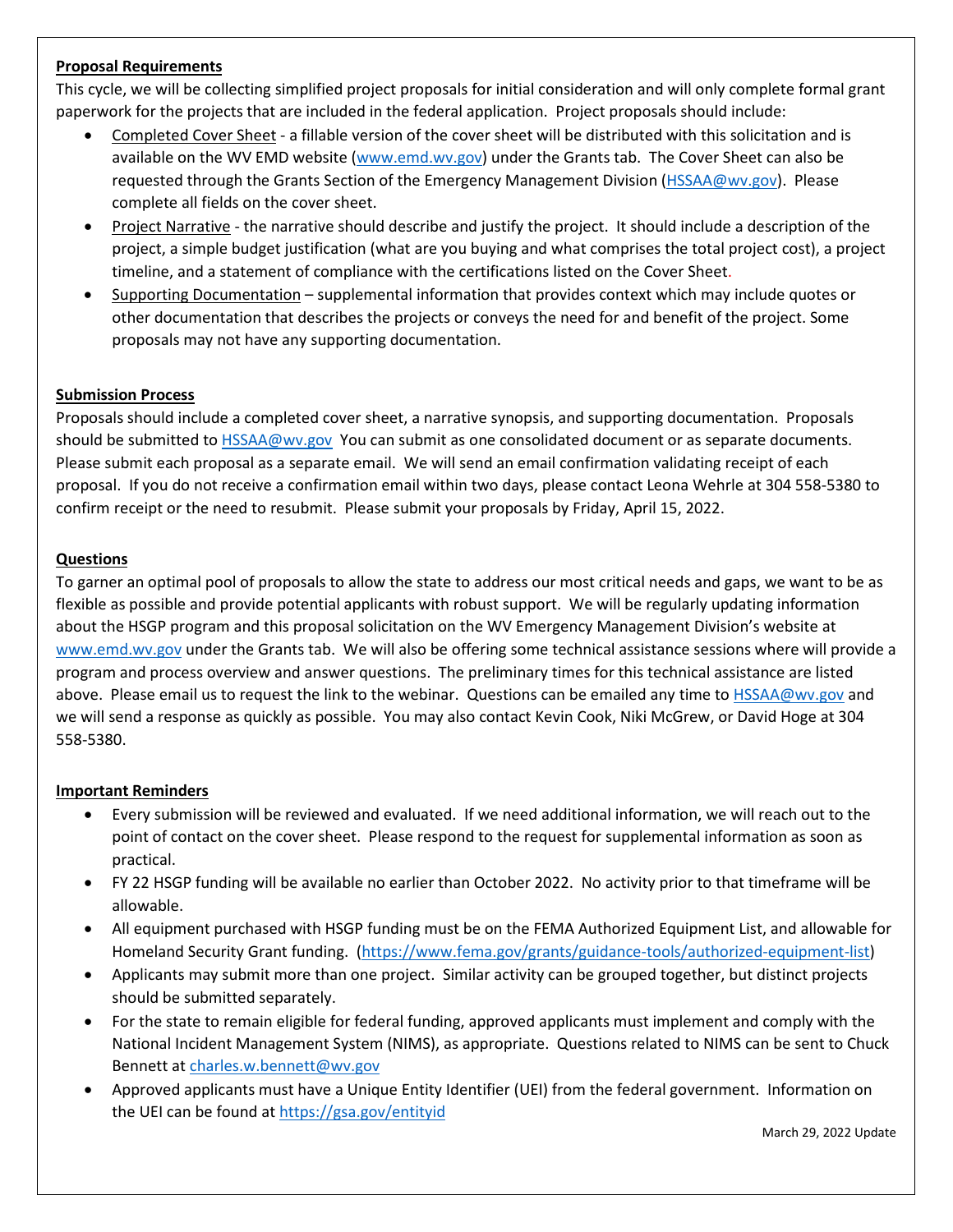**Proposal Requirements**

This cycle, we will be collecting simplified project proposals for initial consideration and will only complete formal grant paperwork for the projects that are included in the federal application. Project proposals should include:

- Completed Cover Sheet - a fillable version of the cover sheet will be distributed with this solicitation and is available on the WV EMD website (www.emd.wv.gov) under the Grants tab. The Cover Sheet can also be requested through the Grants Section of the Emergency Management Division (HSSAA@wv.gov). Please complete all fields on the cover sheet.
- Project Narrative - the narrative should describe and justify the project. It should include a description of the project, a simple budget justification (what are you buying and what comprises the total project cost), a project timeline, and a statement of compliance with the certifications listed on the Cover Sheet.
- Supporting Documentation – supplemental information that provides context which may include quotes or other documentation that describes the projects or conveys the need for and benefit of the project. Some proposals may not have any supporting documentation.

**Submission Process**

Proposals should include a completed cover sheet, a narrative synopsis, and supporting documentation. Proposals should be submitted to HSSAA@wv.gov You can submit as one consolidated document or as separate documents. Please submit each proposal as a separate email. We will send an email confirmation validating receipt of each proposal. If you do not receive a confirmation email within two days, please contact Leona Wehrle at 304 558-5380 to confirm receipt or the need to resubmit. Please submit your proposals by Friday, April 15, 2022.

**Questions**

To garner an optimal pool of proposals to allow the state to address our most critical needs and gaps, we want to be as flexible as possible and provide potential applicants with robust support. We will be regularly updating information about the HSGP program and this proposal solicitation on the WV Emergency Management Division's website at www.emd.wv.gov under the Grants tab. We will also be offering some technical assistance sessions where will provide a program and process overview and answer questions. The preliminary times for this technical assistance are listed above. Please email us to request the link to the webinar. Questions can be emailed any time to HSSAA@wv.gov and we will send a response as quickly as possible. You may also contact Kevin Cook, Niki McGrew, or David Hoge at 304 558-5380.

**Important Reminders**

- Every submission will be reviewed and evaluated. If we need additional information, we will reach out to the point of contact on the cover sheet. Please respond to the request for supplemental information as soon as practical.
- FY 22 HSGP funding will be available no earlier than October 2022. No activity prior to that timeframe will be allowable.
- All equipment purchased with HSGP funding must be on the FEMA Authorized Equipment List, and allowable for Homeland Security Grant funding. (https://www.fema.gov/grants/guidance-tools/authorized-equipment-list)
- Applicants may submit more than one project. Similar activity can be grouped together, but distinct projects should be submitted separately.
- For the state to remain eligible for federal funding, approved applicants must implement and comply with the National Incident Management System (NIMS), as appropriate. Questions related to NIMS can be sent to Chuck Bennett at charles.w.bennett@wv.gov
- Approved applicants must have a Unique Entity Identifier (UEI) from the federal government. Information on the UEI can be found at https://gsa.gov/entityid

March 29, 2022 Update